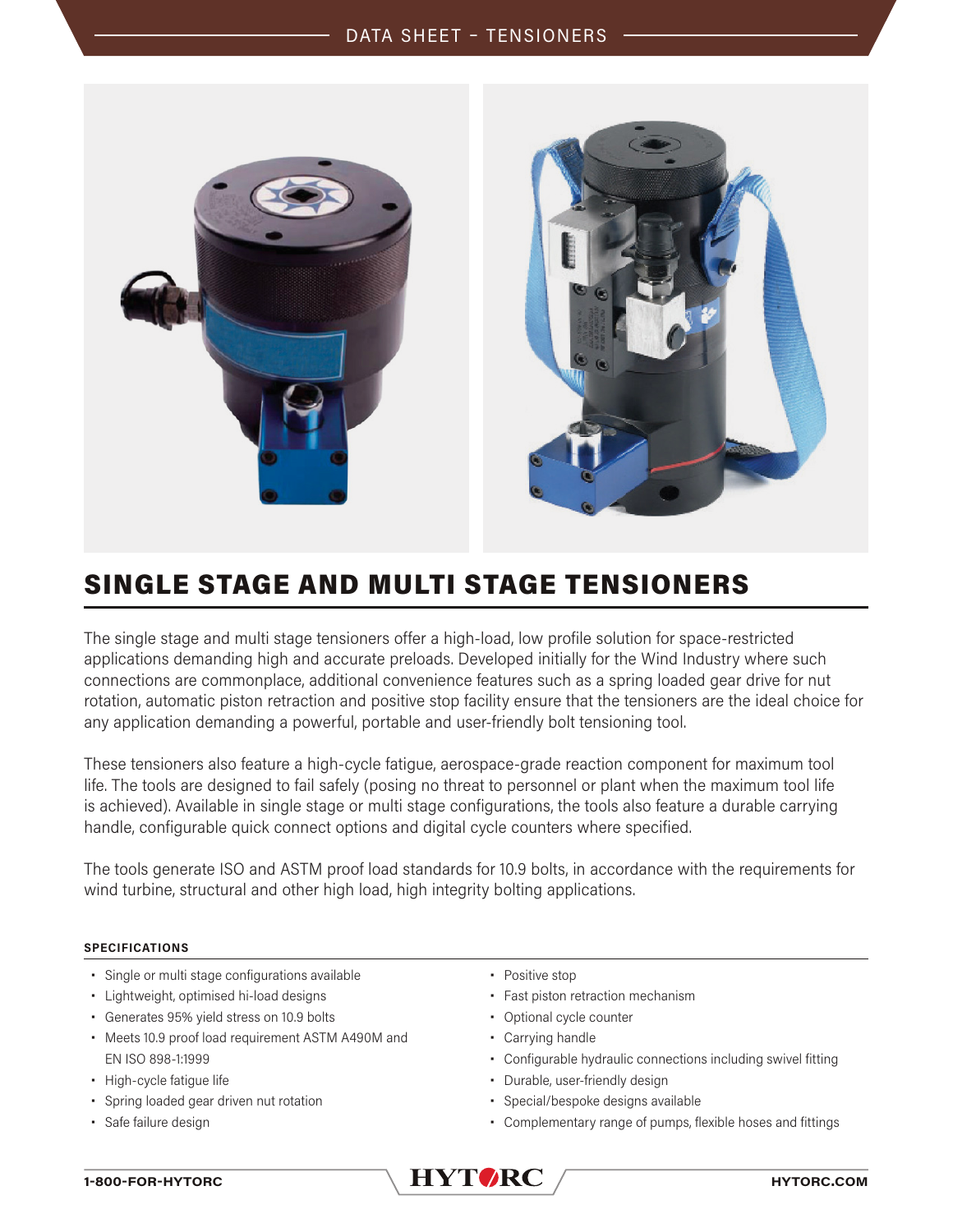# SINGLE STAGE AND MULTI STAGE TENSIONERS

The single stage and multi stage tensioners offer a high-load, low profile solution for space-restricted applications demanding high and accurate preloads. Developed initially for the Wind Industry where such connections are commonplace, additional convenience features such as a spring loaded gear drive for nut rotation, automatic piston retraction and positive stop facility ensure that the tensioners are the ideal choice for any application demanding a powerful, portable and user-friendly bolt tensioning tool.

These tensioners also feature a high-cycle fatigue, aerospace-grade reaction component for maximum tool life. The tools are designed to fail safely (posing no threat to personnel or plant when the maximum tool life is achieved). Available in single stage or multi stage configurations, the tools also feature a durable carrying handle, configurable quick connect options and digital cycle counters where specified.

The tools generate ISO and ASTM proof load standards for 10.9 bolts, in accordance with the requirements for wind turbine, structural and other high load, high integrity bolting applications.

#### SPECIFICATIONS

- Single or multi stage configurations available
- Lightweight, optimised hi-load designs
- Generates 95% yield stress on 10.9 bolts
- Meets 10.9 proof load requirement ASTM A490M and EN ISO 898-1:1999
- High-cycle fatigue life
- Spring loaded gear driven nut rotation
- Safe failure design
- Positive stop
- Fast piston retraction mechanism
- Optional cycle counter
- Carrying handle
- Configurable hydraulic connections including swivel fitting
- Durable, user-friendly design
- Special/bespoke designs available
- Complementary range of pumps, flexible hoses and fittings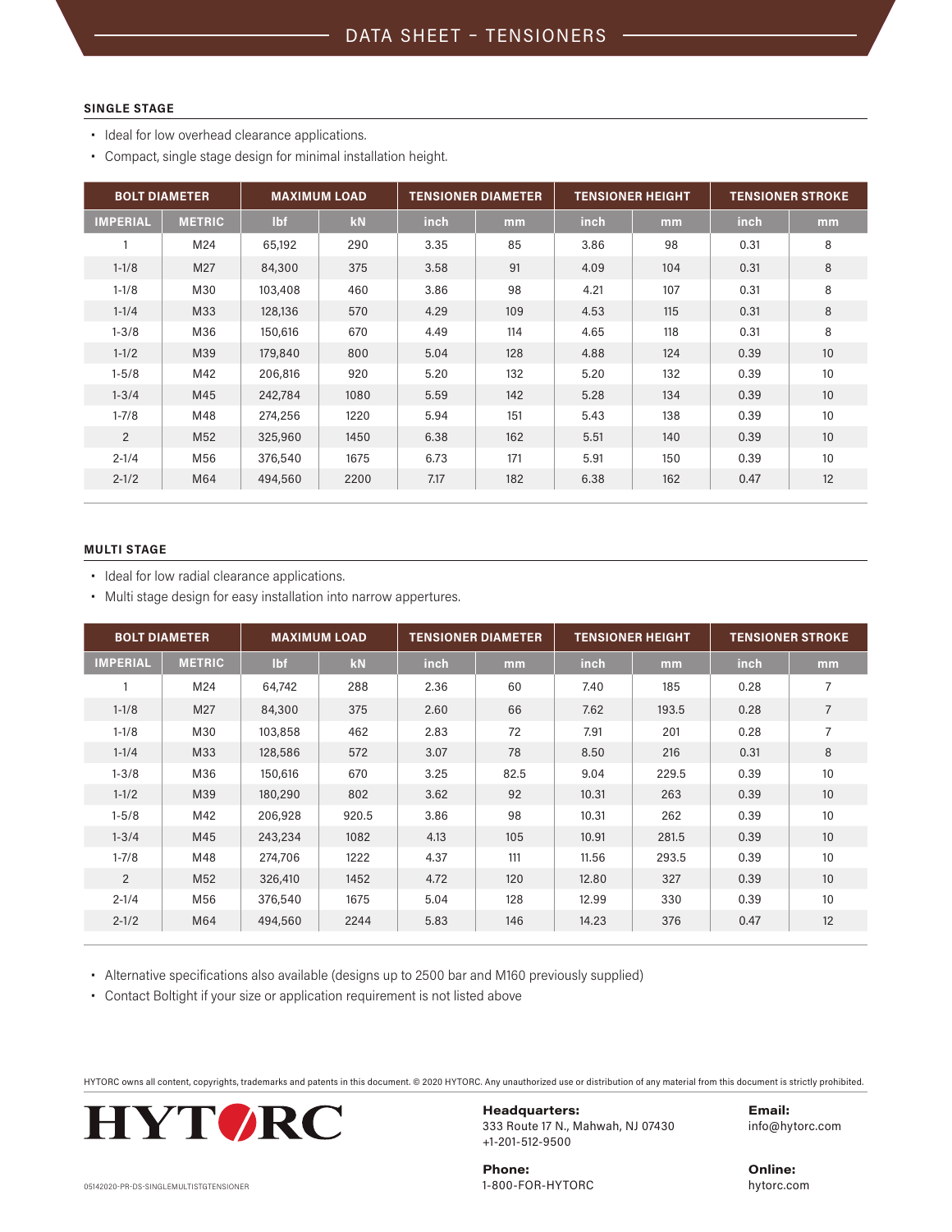# DATA SHEET – TENSIONERS

## SINGLE STAGE

- Ideal for low overhead clearance applications.
- Compact, single stage design for minimal installation height.

| BOLT DIAMETER | | MAXIMUM LOAD | | TENSIONER DIAMETER | | TENSIONER HEIGHT | | TENSIONER STROKE | |
|---|---|---|---|---|---|---|---|---|---|
| IMPERIAL | METRIC | lbf | kN | inch | mm | inch | mm | inch | mm |
| 1 | M24 | 65,192 | 290 | 3.35 | 85 | 3.86 | 98 | 0.31 | 8 |
| 1-1/8 | M27 | 84,300 | 375 | 3.58 | 91 | 4.09 | 104 | 0.31 | 8 |
| 1-1/8 | M30 | 103,408 | 460 | 3.86 | 98 | 4.21 | 107 | 0.31 | 8 |
| 1-1/4 | M33 | 128,136 | 570 | 4.29 | 109 | 4.53 | 115 | 0.31 | 8 |
| 1-3/8 | M36 | 150,616 | 670 | 4.49 | 114 | 4.65 | 118 | 0.31 | 8 |
| 1-1/2 | M39 | 179,840 | 800 | 5.04 | 128 | 4.88 | 124 | 0.39 | 10 |
| 1-5/8 | M42 | 206,816 | 920 | 5.20 | 132 | 5.20 | 132 | 0.39 | 10 |
| 1-3/4 | M45 | 242,784 | 1080 | 5.59 | 142 | 5.28 | 134 | 0.39 | 10 |
| 1-7/8 | M48 | 274,256 | 1220 | 5.94 | 151 | 5.43 | 138 | 0.39 | 10 |
| 2 | M52 | 325,960 | 1450 | 6.38 | 162 | 5.51 | 140 | 0.39 | 10 |
| 2-1/4 | M56 | 376,540 | 1675 | 6.73 | 171 | 5.91 | 150 | 0.39 | 10 |
| 2-1/2 | M64 | 494,560 | 2200 | 7.17 | 182 | 6.38 | 162 | 0.47 | 12 |

## MULTI STAGE

- Ideal for low radial clearance applications.
- Multi stage design for easy installation into narrow appertures.

| BOLT DIAMETER | | MAXIMUM LOAD | | TENSIONER DIAMETER | | TENSIONER HEIGHT | | TENSIONER STROKE | |
|---|---|---|---|---|---|---|---|---|---|
| IMPERIAL | METRIC | lbf | kN | inch | mm | inch | mm | inch | mm |
| 1 | M24 | 64,742 | 288 | 2.36 | 60 | 7.40 | 185 | 0.28 | 7 |
| 1-1/8 | M27 | 84,300 | 375 | 2.60 | 66 | 7.62 | 193.5 | 0.28 | 7 |
| 1-1/8 | M30 | 103,858 | 462 | 2.83 | 72 | 7.91 | 201 | 0.28 | 7 |
| 1-1/4 | M33 | 128,586 | 572 | 3.07 | 78 | 8.50 | 216 | 0.31 | 8 |
| 1-3/8 | M36 | 150,616 | 670 | 3.25 | 82.5 | 9.04 | 229.5 | 0.39 | 10 |
| 1-1/2 | M39 | 180,290 | 802 | 3.62 | 92 | 10.31 | 263 | 0.39 | 10 |
| 1-5/8 | M42 | 206,928 | 920.5 | 3.86 | 98 | 10.31 | 262 | 0.39 | 10 |
| 1-3/4 | M45 | 243,234 | 1082 | 4.13 | 105 | 10.91 | 281.5 | 0.39 | 10 |
| 1-7/8 | M48 | 274,706 | 1222 | 4.37 | 111 | 11.56 | 293.5 | 0.39 | 10 |
| 2 | M52 | 326,410 | 1452 | 4.72 | 120 | 12.80 | 327 | 0.39 | 10 |
| 2-1/4 | M56 | 376,540 | 1675 | 5.04 | 128 | 12.99 | 330 | 0.39 | 10 |
| 2-1/2 | M64 | 494,560 | 2244 | 5.83 | 146 | 14.23 | 376 | 0.47 | 12 |

- Alternative specifications also available (designs up to 2500 bar and M160 previously supplied)
- Contact Boltight if your size or application requirement is not listed above

HYTORC owns all content, copyrights, trademarks and patents in this document. © 2020 HYTORC. Any unauthorized use or distribution of any material from this document is strictly prohibited.

HYTORC

**Headquarters:**
333 Route 17 N., Mahwah, NJ 07430
+1-201-512-9500

**Phone:**
1-800-FOR-HYTORC

**Email:**
info@hytorc.com

**Online:**
hytorc.com

05142020-PR-DS-SINGLEMULTISTGTENSIONER